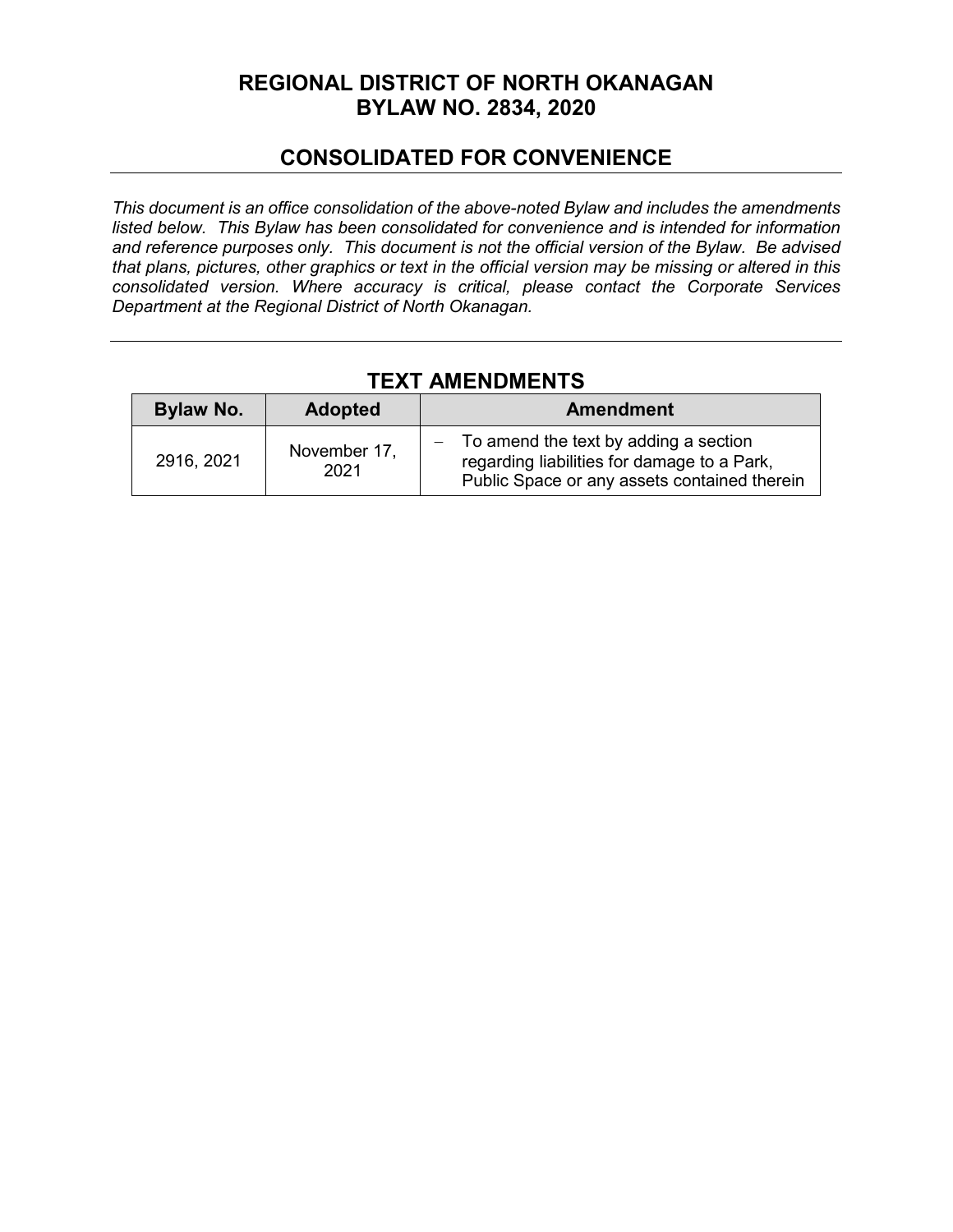# REGIONAL DISTRICT OF NORTH OKANAGAN
# BYLAW NO. 2834, 2020

## CONSOLIDATED FOR CONVENIENCE

*This document is an office consolidation of the above-noted Bylaw and includes the amendments listed below. This Bylaw has been consolidated for convenience and is intended for information and reference purposes only. This document is not the official version of the Bylaw. Be advised that plans, pictures, other graphics or text in the official version may be missing or altered in this consolidated version. Where accuracy is critical, please contact the Corporate Services Department at the Regional District of North Okanagan.*

## TEXT AMENDMENTS

| Bylaw No. | Adopted | Amendment |
|---|---|---|
| 2916, 2021 | November 17, 2021 | – To amend the text by adding a section regarding liabilities for damage to a Park, Public Space or any assets contained therein |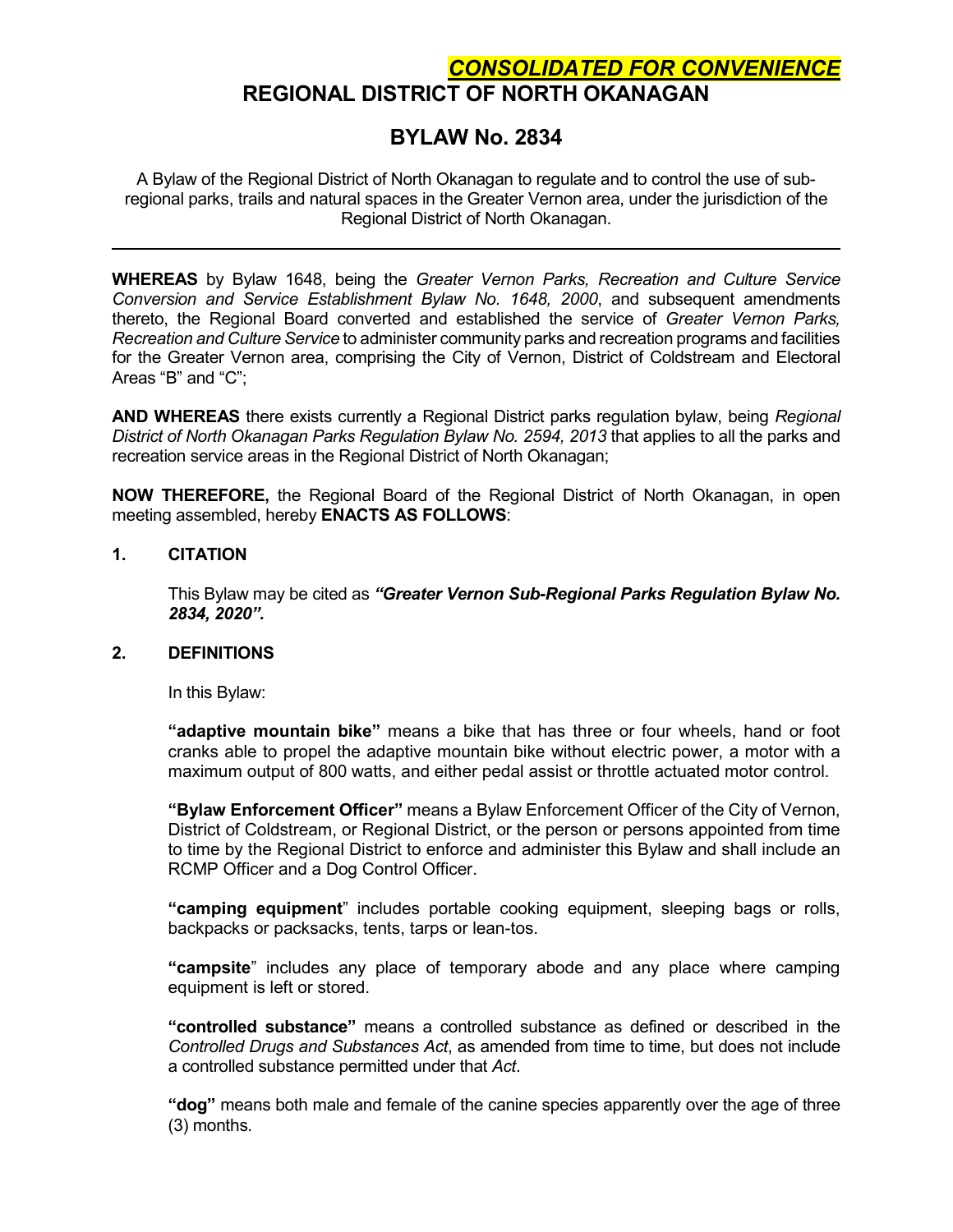***CONSOLIDATED FOR CONVENIENCE***

# REGIONAL DISTRICT OF NORTH OKANAGAN

## BYLAW No. 2834

A Bylaw of the Regional District of North Okanagan to regulate and to control the use of sub-regional parks, trails and natural spaces in the Greater Vernon area, under the jurisdiction of the Regional District of North Okanagan.

---

**WHEREAS** by Bylaw 1648, being the *Greater Vernon Parks, Recreation and Culture Service Conversion and Service Establishment Bylaw No. 1648, 2000*, and subsequent amendments thereto, the Regional Board converted and established the service of *Greater Vernon Parks, Recreation and Culture Service* to administer community parks and recreation programs and facilities for the Greater Vernon area, comprising the City of Vernon, District of Coldstream and Electoral Areas "B" and "C";

**AND WHEREAS** there exists currently a Regional District parks regulation bylaw, being *Regional District of North Okanagan Parks Regulation Bylaw No. 2594, 2013* that applies to all the parks and recreation service areas in the Regional District of North Okanagan;

**NOW THEREFORE,** the Regional Board of the Regional District of North Okanagan, in open meeting assembled, hereby **ENACTS AS FOLLOWS**:

**1. CITATION**

This Bylaw may be cited as ***"Greater Vernon Sub-Regional Parks Regulation Bylaw No. 2834, 2020".***

**2. DEFINITIONS**

In this Bylaw:

**"adaptive mountain bike"** means a bike that has three or four wheels, hand or foot cranks able to propel the adaptive mountain bike without electric power, a motor with a maximum output of 800 watts, and either pedal assist or throttle actuated motor control.

**"Bylaw Enforcement Officer"** means a Bylaw Enforcement Officer of the City of Vernon, District of Coldstream, or Regional District, or the person or persons appointed from time to time by the Regional District to enforce and administer this Bylaw and shall include an RCMP Officer and a Dog Control Officer.

**"camping equipment"** includes portable cooking equipment, sleeping bags or rolls, backpacks or packsacks, tents, tarps or lean-tos.

**"campsite"** includes any place of temporary abode and any place where camping equipment is left or stored.

**"controlled substance"** means a controlled substance as defined or described in the *Controlled Drugs and Substances Act*, as amended from time to time, but does not include a controlled substance permitted under that *Act*.

**"dog"** means both male and female of the canine species apparently over the age of three (3) months.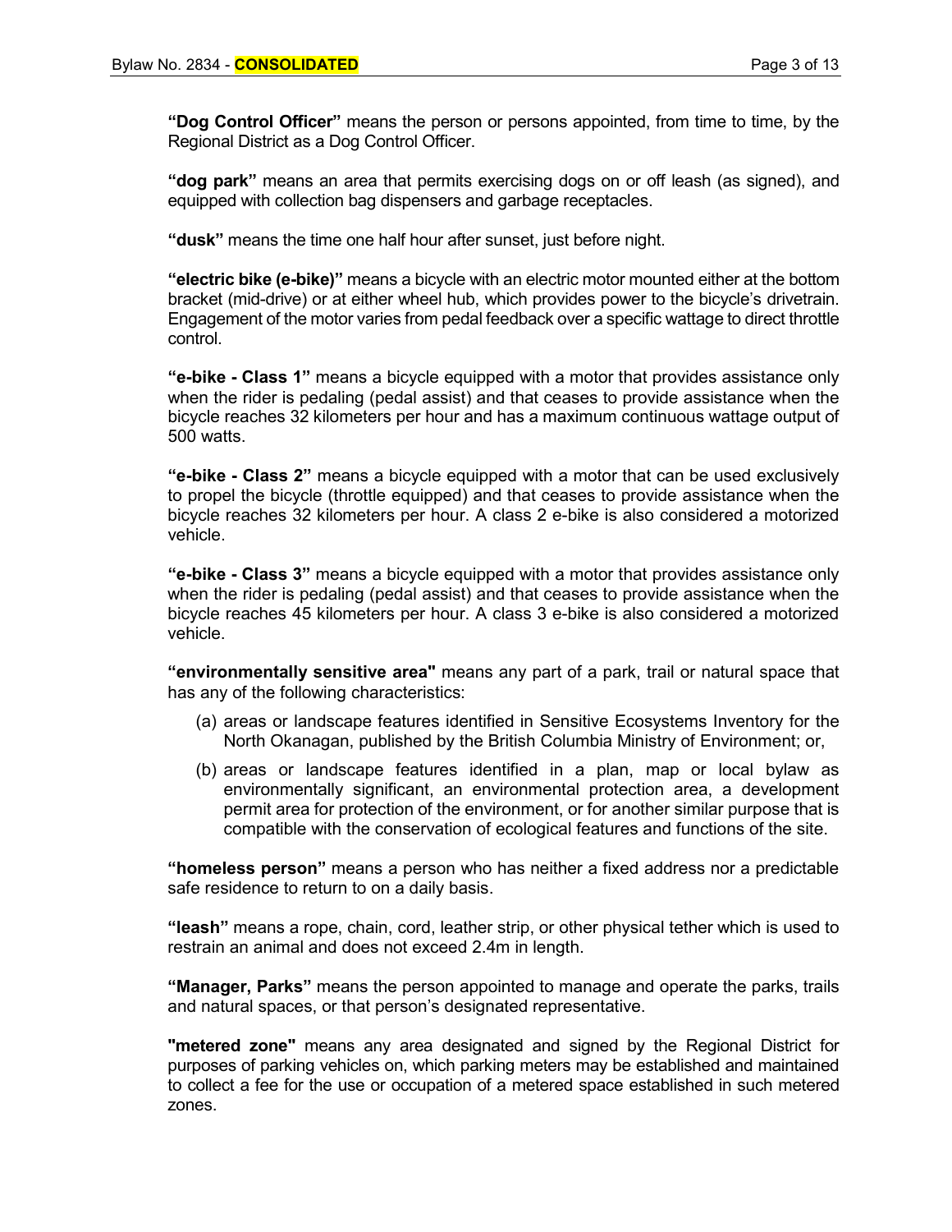**"Dog Control Officer"** means the person or persons appointed, from time to time, by the Regional District as a Dog Control Officer.

**"dog park"** means an area that permits exercising dogs on or off leash (as signed), and equipped with collection bag dispensers and garbage receptacles.

**"dusk"** means the time one half hour after sunset, just before night.

**"electric bike (e-bike)"** means a bicycle with an electric motor mounted either at the bottom bracket (mid-drive) or at either wheel hub, which provides power to the bicycle's drivetrain. Engagement of the motor varies from pedal feedback over a specific wattage to direct throttle control.

**"e-bike - Class 1"** means a bicycle equipped with a motor that provides assistance only when the rider is pedaling (pedal assist) and that ceases to provide assistance when the bicycle reaches 32 kilometers per hour and has a maximum continuous wattage output of 500 watts.

**"e-bike - Class 2"** means a bicycle equipped with a motor that can be used exclusively to propel the bicycle (throttle equipped) and that ceases to provide assistance when the bicycle reaches 32 kilometers per hour. A class 2 e-bike is also considered a motorized vehicle.

**"e-bike - Class 3"** means a bicycle equipped with a motor that provides assistance only when the rider is pedaling (pedal assist) and that ceases to provide assistance when the bicycle reaches 45 kilometers per hour. A class 3 e-bike is also considered a motorized vehicle.

**"environmentally sensitive area"** means any part of a park, trail or natural space that has any of the following characteristics:

(a) areas or landscape features identified in Sensitive Ecosystems Inventory for the North Okanagan, published by the British Columbia Ministry of Environment; or,

(b) areas or landscape features identified in a plan, map or local bylaw as environmentally significant, an environmental protection area, a development permit area for protection of the environment, or for another similar purpose that is compatible with the conservation of ecological features and functions of the site.

**"homeless person"** means a person who has neither a fixed address nor a predictable safe residence to return to on a daily basis.

**"leash"** means a rope, chain, cord, leather strip, or other physical tether which is used to restrain an animal and does not exceed 2.4m in length.

**"Manager, Parks"** means the person appointed to manage and operate the parks, trails and natural spaces, or that person's designated representative.

**"metered zone"** means any area designated and signed by the Regional District for purposes of parking vehicles on, which parking meters may be established and maintained to collect a fee for the use or occupation of a metered space established in such metered zones.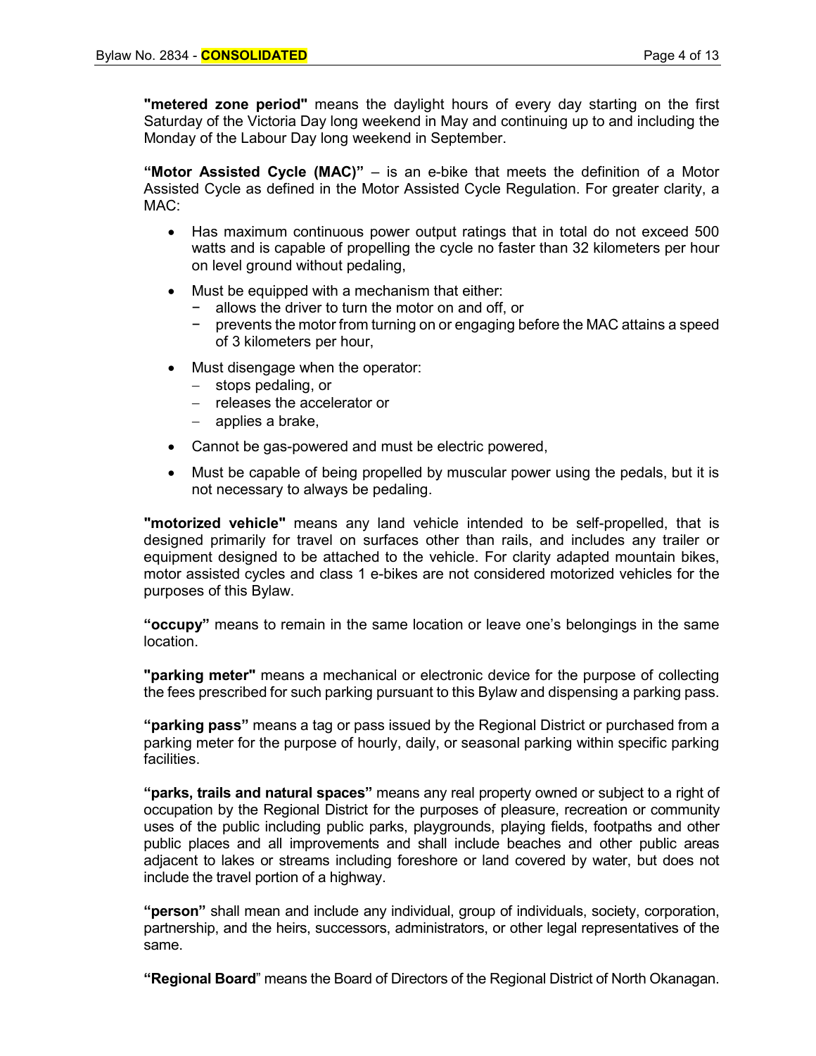**"metered zone period"** means the daylight hours of every day starting on the first Saturday of the Victoria Day long weekend in May and continuing up to and including the Monday of the Labour Day long weekend in September.

**"Motor Assisted Cycle (MAC)"** – is an e-bike that meets the definition of a Motor Assisted Cycle as defined in the Motor Assisted Cycle Regulation. For greater clarity, a MAC:

- Has maximum continuous power output ratings that in total do not exceed 500 watts and is capable of propelling the cycle no faster than 32 kilometers per hour on level ground without pedaling,
- Must be equipped with a mechanism that either:
  - allows the driver to turn the motor on and off, or
  - prevents the motor from turning on or engaging before the MAC attains a speed of 3 kilometers per hour,
- Must disengage when the operator:
  - stops pedaling, or
  - releases the accelerator or
  - applies a brake,
- Cannot be gas-powered and must be electric powered,
- Must be capable of being propelled by muscular power using the pedals, but it is not necessary to always be pedaling.

**"motorized vehicle"** means any land vehicle intended to be self-propelled, that is designed primarily for travel on surfaces other than rails, and includes any trailer or equipment designed to be attached to the vehicle. For clarity adapted mountain bikes, motor assisted cycles and class 1 e-bikes are not considered motorized vehicles for the purposes of this Bylaw.

**"occupy"** means to remain in the same location or leave one's belongings in the same location.

**"parking meter"** means a mechanical or electronic device for the purpose of collecting the fees prescribed for such parking pursuant to this Bylaw and dispensing a parking pass.

**"parking pass"** means a tag or pass issued by the Regional District or purchased from a parking meter for the purpose of hourly, daily, or seasonal parking within specific parking facilities.

**"parks, trails and natural spaces"** means any real property owned or subject to a right of occupation by the Regional District for the purposes of pleasure, recreation or community uses of the public including public parks, playgrounds, playing fields, footpaths and other public places and all improvements and shall include beaches and other public areas adjacent to lakes or streams including foreshore or land covered by water, but does not include the travel portion of a highway.

**"person"** shall mean and include any individual, group of individuals, society, corporation, partnership, and the heirs, successors, administrators, or other legal representatives of the same.

**"Regional Board"** means the Board of Directors of the Regional District of North Okanagan.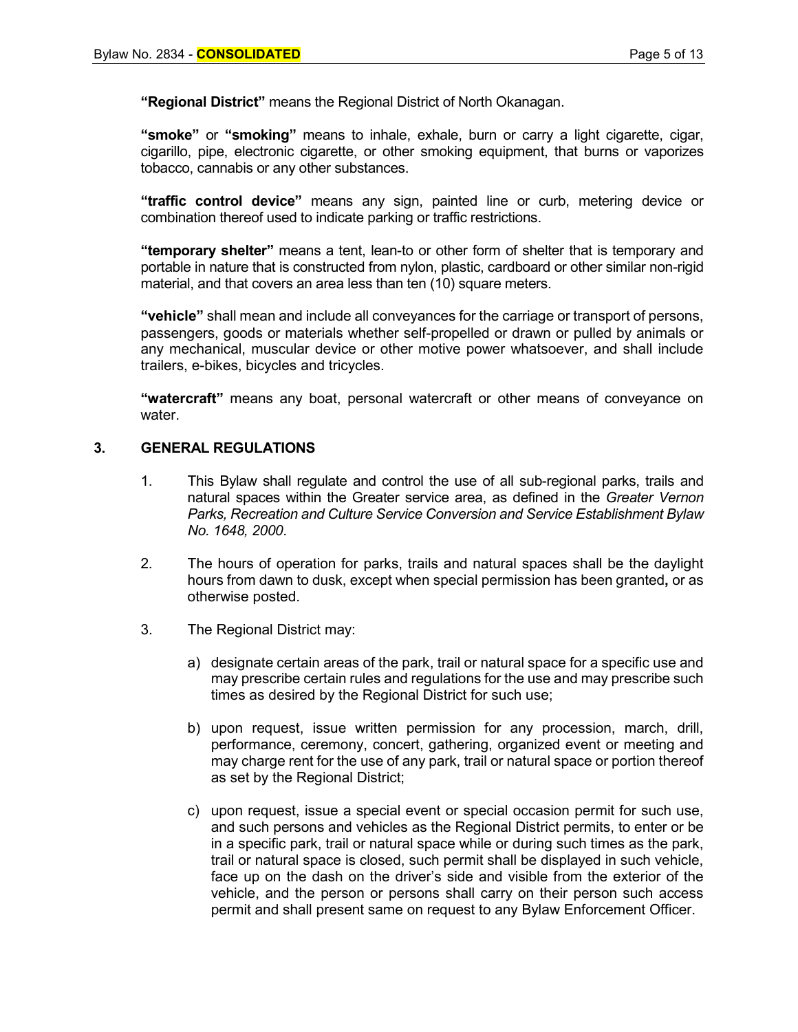**"Regional District"** means the Regional District of North Okanagan.

**"smoke"** or **"smoking"** means to inhale, exhale, burn or carry a light cigarette, cigar, cigarillo, pipe, electronic cigarette, or other smoking equipment, that burns or vaporizes tobacco, cannabis or any other substances.

**"traffic control device"** means any sign, painted line or curb, metering device or combination thereof used to indicate parking or traffic restrictions.

**"temporary shelter"** means a tent, lean-to or other form of shelter that is temporary and portable in nature that is constructed from nylon, plastic, cardboard or other similar non-rigid material, and that covers an area less than ten (10) square meters.

**"vehicle"** shall mean and include all conveyances for the carriage or transport of persons, passengers, goods or materials whether self-propelled or drawn or pulled by animals or any mechanical, muscular device or other motive power whatsoever, and shall include trailers, e-bikes, bicycles and tricycles.

**"watercraft"** means any boat, personal watercraft or other means of conveyance on water.

## 3. GENERAL REGULATIONS

1. This Bylaw shall regulate and control the use of all sub-regional parks, trails and natural spaces within the Greater service area, as defined in the *Greater Vernon Parks, Recreation and Culture Service Conversion and Service Establishment Bylaw No. 1648, 2000*.

2. The hours of operation for parks, trails and natural spaces shall be the daylight hours from dawn to dusk, except when special permission has been granted**,** or as otherwise posted.

3. The Regional District may:

   a) designate certain areas of the park, trail or natural space for a specific use and may prescribe certain rules and regulations for the use and may prescribe such times as desired by the Regional District for such use;

   b) upon request, issue written permission for any procession, march, drill, performance, ceremony, concert, gathering, organized event or meeting and may charge rent for the use of any park, trail or natural space or portion thereof as set by the Regional District;

   c) upon request, issue a special event or special occasion permit for such use, and such persons and vehicles as the Regional District permits, to enter or be in a specific park, trail or natural space while or during such times as the park, trail or natural space is closed, such permit shall be displayed in such vehicle, face up on the dash on the driver's side and visible from the exterior of the vehicle, and the person or persons shall carry on their person such access permit and shall present same on request to any Bylaw Enforcement Officer.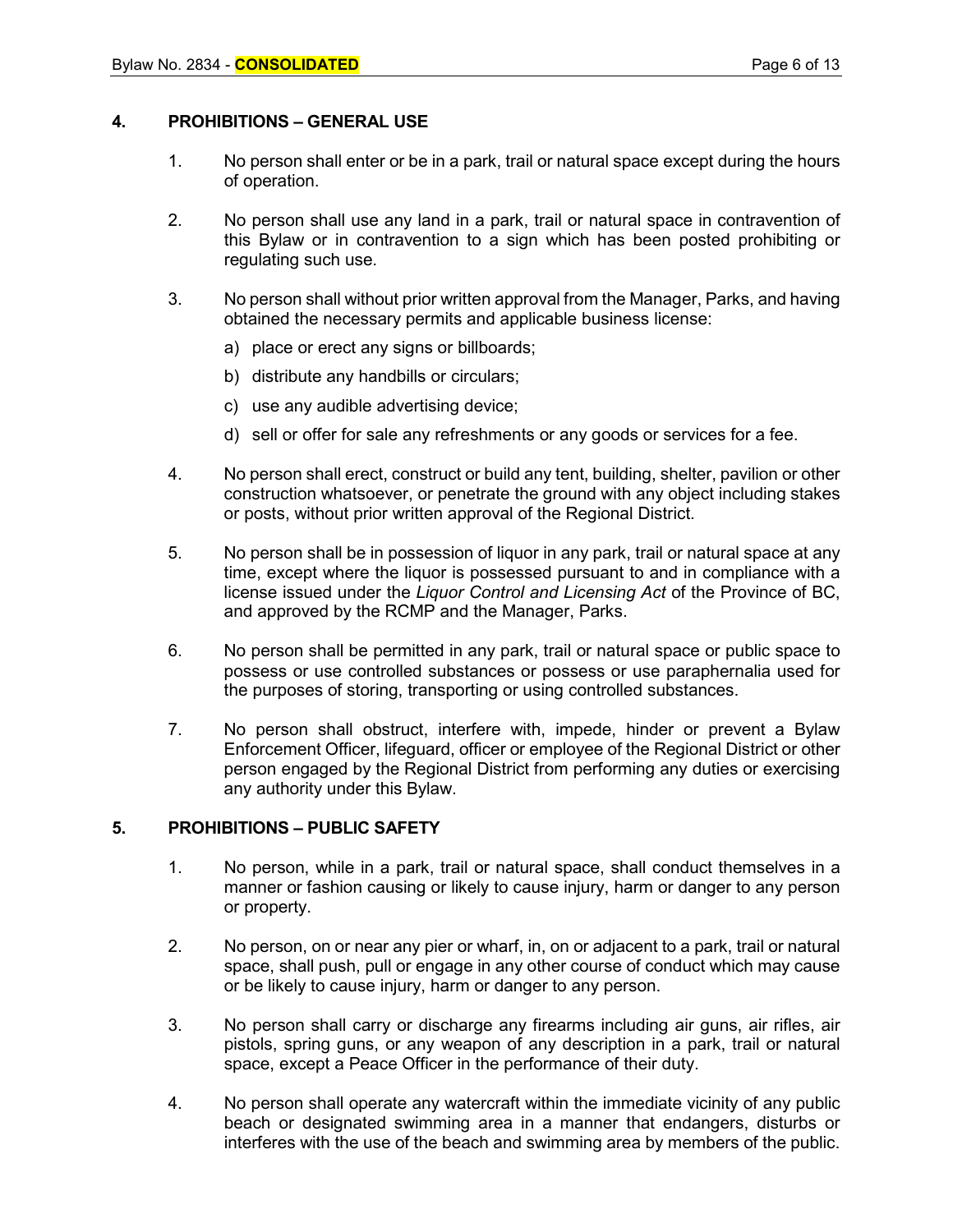## 4. PROHIBITIONS – GENERAL USE

1. No person shall enter or be in a park, trail or natural space except during the hours of operation.

2. No person shall use any land in a park, trail or natural space in contravention of this Bylaw or in contravention to a sign which has been posted prohibiting or regulating such use.

3. No person shall without prior written approval from the Manager, Parks, and having obtained the necessary permits and applicable business license:

   a) place or erect any signs or billboards;

   b) distribute any handbills or circulars;

   c) use any audible advertising device;

   d) sell or offer for sale any refreshments or any goods or services for a fee.

4. No person shall erect, construct or build any tent, building, shelter, pavilion or other construction whatsoever, or penetrate the ground with any object including stakes or posts, without prior written approval of the Regional District.

5. No person shall be in possession of liquor in any park, trail or natural space at any time, except where the liquor is possessed pursuant to and in compliance with a license issued under the *Liquor Control and Licensing Act* of the Province of BC, and approved by the RCMP and the Manager, Parks.

6. No person shall be permitted in any park, trail or natural space or public space to possess or use controlled substances or possess or use paraphernalia used for the purposes of storing, transporting or using controlled substances.

7. No person shall obstruct, interfere with, impede, hinder or prevent a Bylaw Enforcement Officer, lifeguard, officer or employee of the Regional District or other person engaged by the Regional District from performing any duties or exercising any authority under this Bylaw.

## 5. PROHIBITIONS – PUBLIC SAFETY

1. No person, while in a park, trail or natural space, shall conduct themselves in a manner or fashion causing or likely to cause injury, harm or danger to any person or property.

2. No person, on or near any pier or wharf, in, on or adjacent to a park, trail or natural space, shall push, pull or engage in any other course of conduct which may cause or be likely to cause injury, harm or danger to any person.

3. No person shall carry or discharge any firearms including air guns, air rifles, air pistols, spring guns, or any weapon of any description in a park, trail or natural space, except a Peace Officer in the performance of their duty.

4. No person shall operate any watercraft within the immediate vicinity of any public beach or designated swimming area in a manner that endangers, disturbs or interferes with the use of the beach and swimming area by members of the public.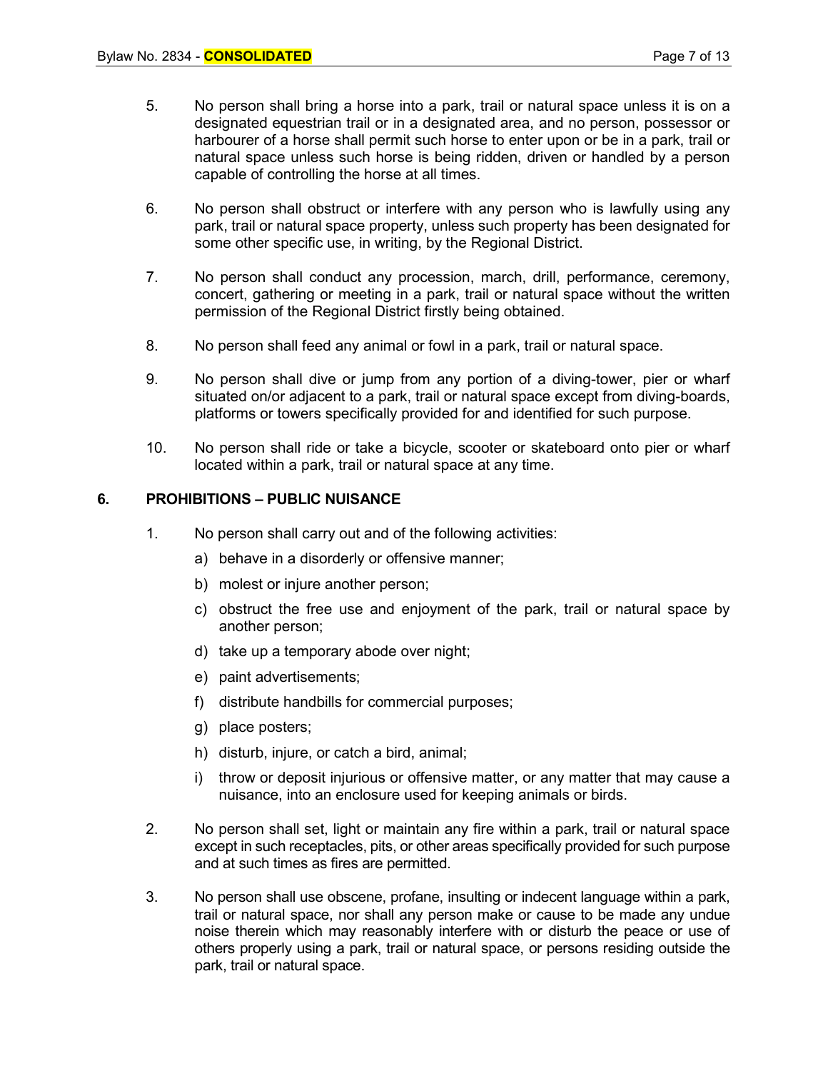5. No person shall bring a horse into a park, trail or natural space unless it is on a designated equestrian trail or in a designated area, and no person, possessor or harbourer of a horse shall permit such horse to enter upon or be in a park, trail or natural space unless such horse is being ridden, driven or handled by a person capable of controlling the horse at all times.

6. No person shall obstruct or interfere with any person who is lawfully using any park, trail or natural space property, unless such property has been designated for some other specific use, in writing, by the Regional District.

7. No person shall conduct any procession, march, drill, performance, ceremony, concert, gathering or meeting in a park, trail or natural space without the written permission of the Regional District firstly being obtained.

8. No person shall feed any animal or fowl in a park, trail or natural space.

9. No person shall dive or jump from any portion of a diving-tower, pier or wharf situated on/or adjacent to a park, trail or natural space except from diving-boards, platforms or towers specifically provided for and identified for such purpose.

10. No person shall ride or take a bicycle, scooter or skateboard onto pier or wharf located within a park, trail or natural space at any time.

## 6. PROHIBITIONS – PUBLIC NUISANCE

1. No person shall carry out and of the following activities:
   a) behave in a disorderly or offensive manner;
   b) molest or injure another person;
   c) obstruct the free use and enjoyment of the park, trail or natural space by another person;
   d) take up a temporary abode over night;
   e) paint advertisements;
   f) distribute handbills for commercial purposes;
   g) place posters;
   h) disturb, injure, or catch a bird, animal;
   i) throw or deposit injurious or offensive matter, or any matter that may cause a nuisance, into an enclosure used for keeping animals or birds.

2. No person shall set, light or maintain any fire within a park, trail or natural space except in such receptacles, pits, or other areas specifically provided for such purpose and at such times as fires are permitted.

3. No person shall use obscene, profane, insulting or indecent language within a park, trail or natural space, nor shall any person make or cause to be made any undue noise therein which may reasonably interfere with or disturb the peace or use of others properly using a park, trail or natural space, or persons residing outside the park, trail or natural space.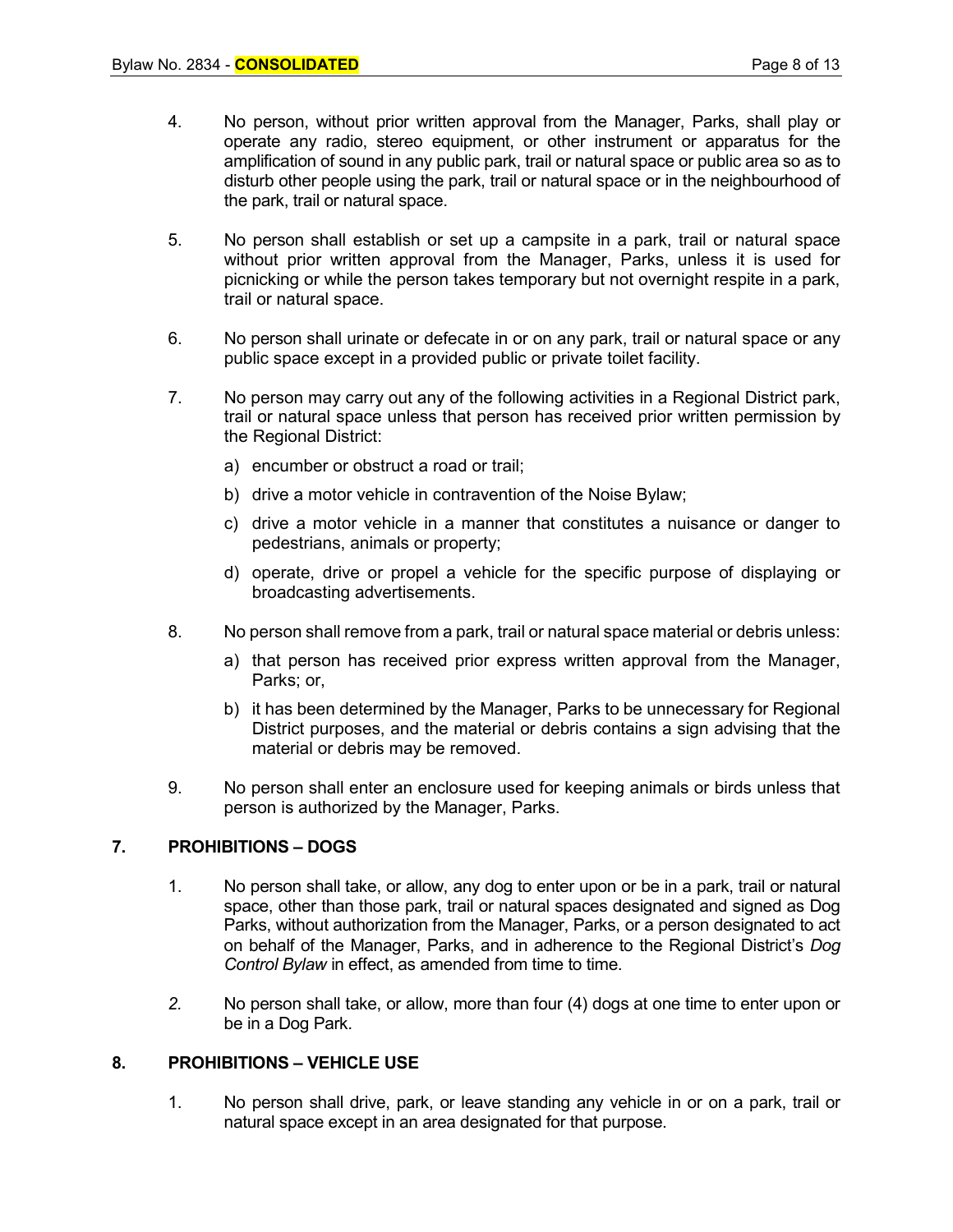4. No person, without prior written approval from the Manager, Parks, shall play or operate any radio, stereo equipment, or other instrument or apparatus for the amplification of sound in any public park, trail or natural space or public area so as to disturb other people using the park, trail or natural space or in the neighbourhood of the park, trail or natural space.

5. No person shall establish or set up a campsite in a park, trail or natural space without prior written approval from the Manager, Parks, unless it is used for picnicking or while the person takes temporary but not overnight respite in a park, trail or natural space.

6. No person shall urinate or defecate in or on any park, trail or natural space or any public space except in a provided public or private toilet facility.

7. No person may carry out any of the following activities in a Regional District park, trail or natural space unless that person has received prior written permission by the Regional District:

   a) encumber or obstruct a road or trail;

   b) drive a motor vehicle in contravention of the Noise Bylaw;

   c) drive a motor vehicle in a manner that constitutes a nuisance or danger to pedestrians, animals or property;

   d) operate, drive or propel a vehicle for the specific purpose of displaying or broadcasting advertisements.

8. No person shall remove from a park, trail or natural space material or debris unless:

   a) that person has received prior express written approval from the Manager, Parks; or,

   b) it has been determined by the Manager, Parks to be unnecessary for Regional District purposes, and the material or debris contains a sign advising that the material or debris may be removed.

9. No person shall enter an enclosure used for keeping animals or birds unless that person is authorized by the Manager, Parks.

## 7. PROHIBITIONS – DOGS

1. No person shall take, or allow, any dog to enter upon or be in a park, trail or natural space, other than those park, trail or natural spaces designated and signed as Dog Parks, without authorization from the Manager, Parks, or a person designated to act on behalf of the Manager, Parks, and in adherence to the Regional District's *Dog Control Bylaw* in effect, as amended from time to time.

2. No person shall take, or allow, more than four (4) dogs at one time to enter upon or be in a Dog Park.

## 8. PROHIBITIONS – VEHICLE USE

1. No person shall drive, park, or leave standing any vehicle in or on a park, trail or natural space except in an area designated for that purpose.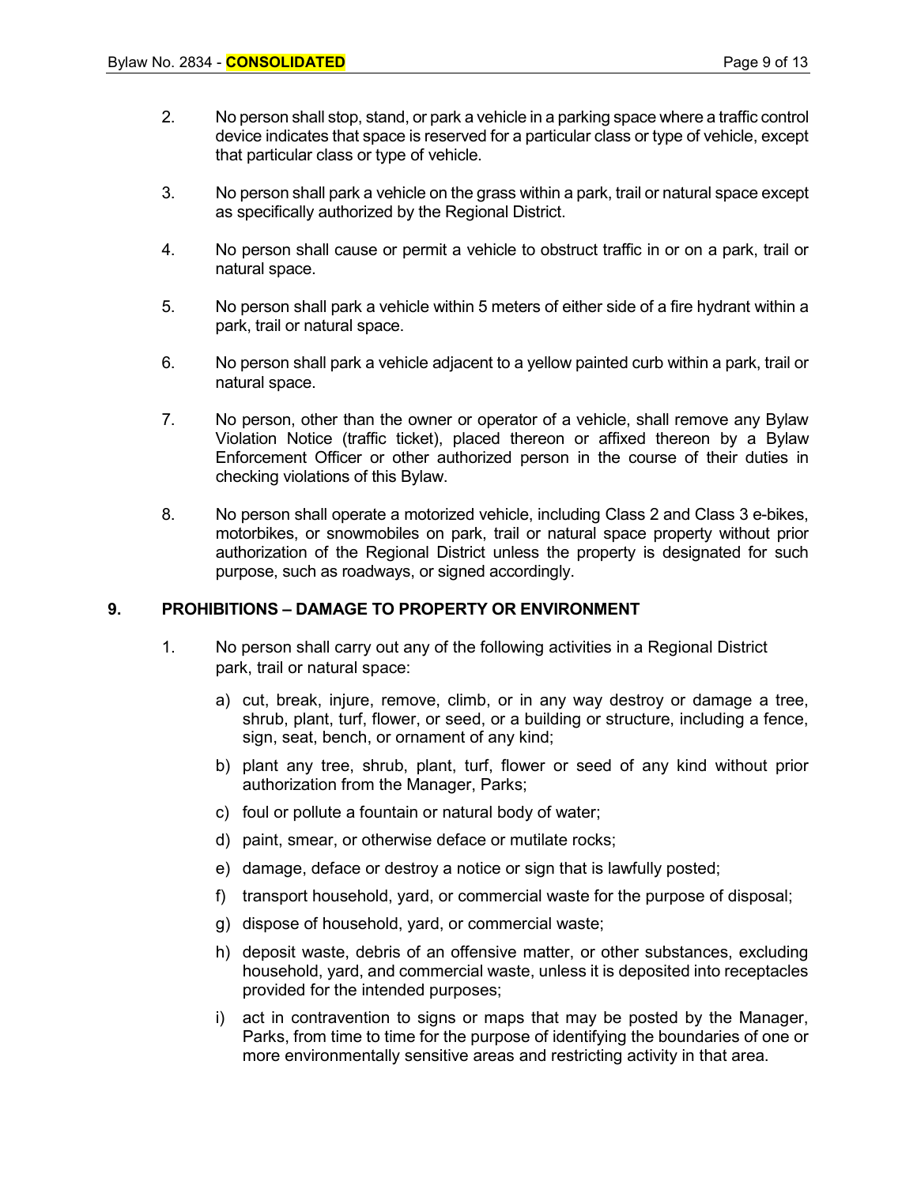2. No person shall stop, stand, or park a vehicle in a parking space where a traffic control device indicates that space is reserved for a particular class or type of vehicle, except that particular class or type of vehicle.

3. No person shall park a vehicle on the grass within a park, trail or natural space except as specifically authorized by the Regional District.

4. No person shall cause or permit a vehicle to obstruct traffic in or on a park, trail or natural space.

5. No person shall park a vehicle within 5 meters of either side of a fire hydrant within a park, trail or natural space.

6. No person shall park a vehicle adjacent to a yellow painted curb within a park, trail or natural space.

7. No person, other than the owner or operator of a vehicle, shall remove any Bylaw Violation Notice (traffic ticket), placed thereon or affixed thereon by a Bylaw Enforcement Officer or other authorized person in the course of their duties in checking violations of this Bylaw.

8. No person shall operate a motorized vehicle, including Class 2 and Class 3 e-bikes, motorbikes, or snowmobiles on park, trail or natural space property without prior authorization of the Regional District unless the property is designated for such purpose, such as roadways, or signed accordingly.

## 9. PROHIBITIONS – DAMAGE TO PROPERTY OR ENVIRONMENT

1. No person shall carry out any of the following activities in a Regional District park, trail or natural space:

   a) cut, break, injure, remove, climb, or in any way destroy or damage a tree, shrub, plant, turf, flower, or seed, or a building or structure, including a fence, sign, seat, bench, or ornament of any kind;

   b) plant any tree, shrub, plant, turf, flower or seed of any kind without prior authorization from the Manager, Parks;

   c) foul or pollute a fountain or natural body of water;

   d) paint, smear, or otherwise deface or mutilate rocks;

   e) damage, deface or destroy a notice or sign that is lawfully posted;

   f) transport household, yard, or commercial waste for the purpose of disposal;

   g) dispose of household, yard, or commercial waste;

   h) deposit waste, debris of an offensive matter, or other substances, excluding household, yard, and commercial waste, unless it is deposited into receptacles provided for the intended purposes;

   i) act in contravention to signs or maps that may be posted by the Manager, Parks, from time to time for the purpose of identifying the boundaries of one or more environmentally sensitive areas and restricting activity in that area.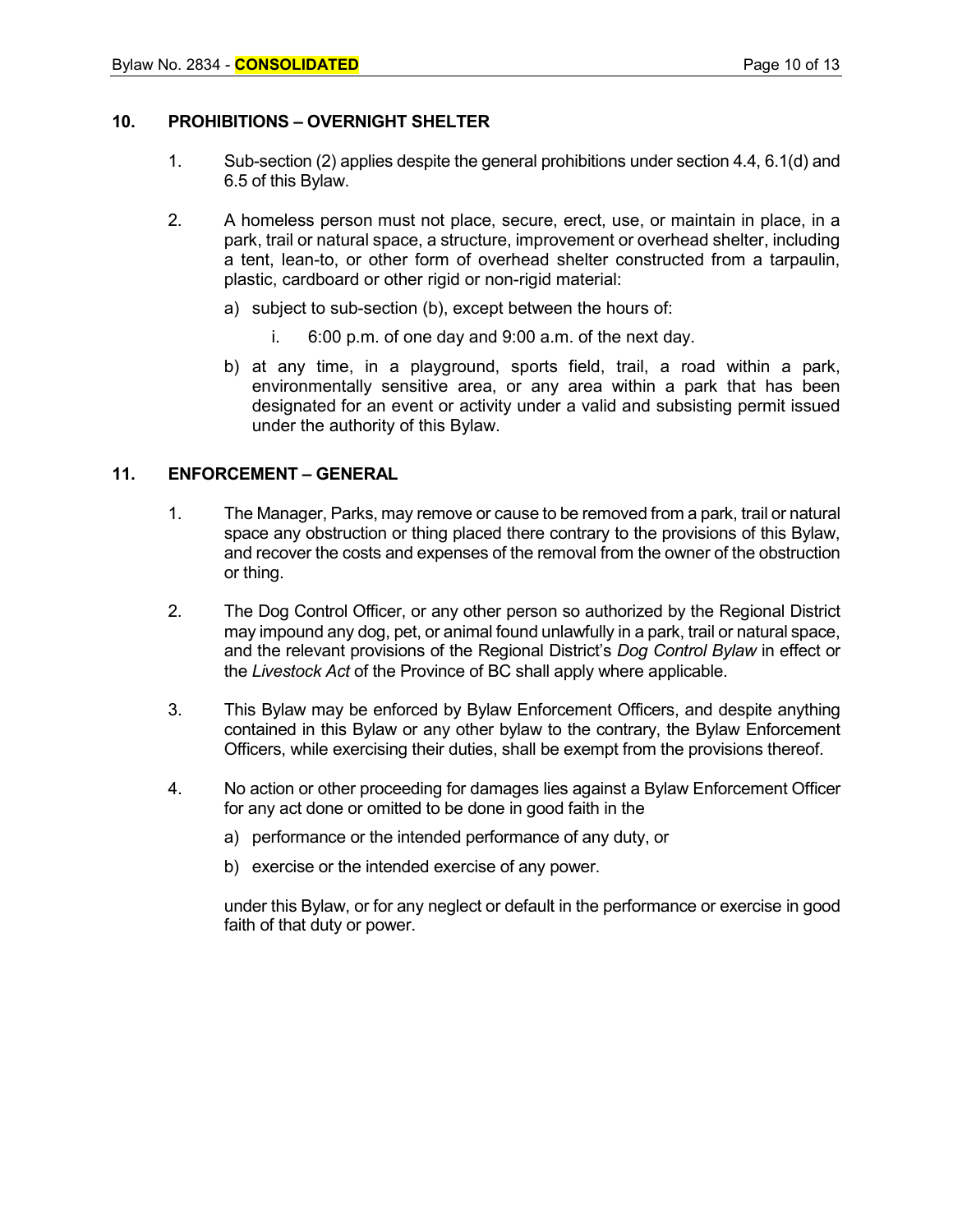## 10. PROHIBITIONS – OVERNIGHT SHELTER

1. Sub-section (2) applies despite the general prohibitions under section 4.4, 6.1(d) and 6.5 of this Bylaw.

2. A homeless person must not place, secure, erect, use, or maintain in place, in a park, trail or natural space, a structure, improvement or overhead shelter, including a tent, lean-to, or other form of overhead shelter constructed from a tarpaulin, plastic, cardboard or other rigid or non-rigid material:

   a) subject to sub-section (b), except between the hours of:

      i. 6:00 p.m. of one day and 9:00 a.m. of the next day.

   b) at any time, in a playground, sports field, trail, a road within a park, environmentally sensitive area, or any area within a park that has been designated for an event or activity under a valid and subsisting permit issued under the authority of this Bylaw.

## 11. ENFORCEMENT – GENERAL

1. The Manager, Parks, may remove or cause to be removed from a park, trail or natural space any obstruction or thing placed there contrary to the provisions of this Bylaw, and recover the costs and expenses of the removal from the owner of the obstruction or thing.

2. The Dog Control Officer, or any other person so authorized by the Regional District may impound any dog, pet, or animal found unlawfully in a park, trail or natural space, and the relevant provisions of the Regional District's *Dog Control Bylaw* in effect or the *Livestock Act* of the Province of BC shall apply where applicable.

3. This Bylaw may be enforced by Bylaw Enforcement Officers, and despite anything contained in this Bylaw or any other bylaw to the contrary, the Bylaw Enforcement Officers, while exercising their duties, shall be exempt from the provisions thereof.

4. No action or other proceeding for damages lies against a Bylaw Enforcement Officer for any act done or omitted to be done in good faith in the

   a) performance or the intended performance of any duty, or

   b) exercise or the intended exercise of any power.

   under this Bylaw, or for any neglect or default in the performance or exercise in good faith of that duty or power.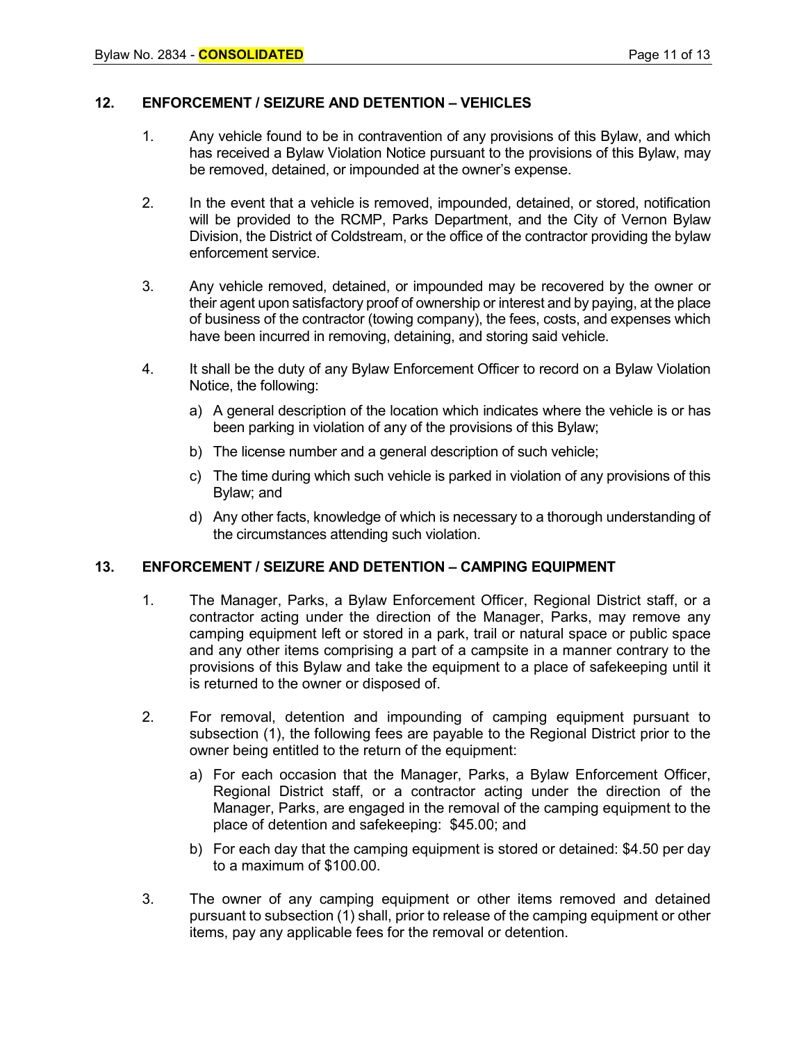## 12. ENFORCEMENT / SEIZURE AND DETENTION – VEHICLES

1. Any vehicle found to be in contravention of any provisions of this Bylaw, and which has received a Bylaw Violation Notice pursuant to the provisions of this Bylaw, may be removed, detained, or impounded at the owner's expense.

2. In the event that a vehicle is removed, impounded, detained, or stored, notification will be provided to the RCMP, Parks Department, and the City of Vernon Bylaw Division, the District of Coldstream, or the office of the contractor providing the bylaw enforcement service.

3. Any vehicle removed, detained, or impounded may be recovered by the owner or their agent upon satisfactory proof of ownership or interest and by paying, at the place of business of the contractor (towing company), the fees, costs, and expenses which have been incurred in removing, detaining, and storing said vehicle.

4. It shall be the duty of any Bylaw Enforcement Officer to record on a Bylaw Violation Notice, the following:

   a) A general description of the location which indicates where the vehicle is or has been parking in violation of any of the provisions of this Bylaw;

   b) The license number and a general description of such vehicle;

   c) The time during which such vehicle is parked in violation of any provisions of this Bylaw; and

   d) Any other facts, knowledge of which is necessary to a thorough understanding of the circumstances attending such violation.

## 13. ENFORCEMENT / SEIZURE AND DETENTION – CAMPING EQUIPMENT

1. The Manager, Parks, a Bylaw Enforcement Officer, Regional District staff, or a contractor acting under the direction of the Manager, Parks, may remove any camping equipment left or stored in a park, trail or natural space or public space and any other items comprising a part of a campsite in a manner contrary to the provisions of this Bylaw and take the equipment to a place of safekeeping until it is returned to the owner or disposed of.

2. For removal, detention and impounding of camping equipment pursuant to subsection (1), the following fees are payable to the Regional District prior to the owner being entitled to the return of the equipment:

   a) For each occasion that the Manager, Parks, a Bylaw Enforcement Officer, Regional District staff, or a contractor acting under the direction of the Manager, Parks, are engaged in the removal of the camping equipment to the place of detention and safekeeping: $45.00; and

   b) For each day that the camping equipment is stored or detained: $4.50 per day to a maximum of $100.00.

3. The owner of any camping equipment or other items removed and detained pursuant to subsection (1) shall, prior to release of the camping equipment or other items, pay any applicable fees for the removal or detention.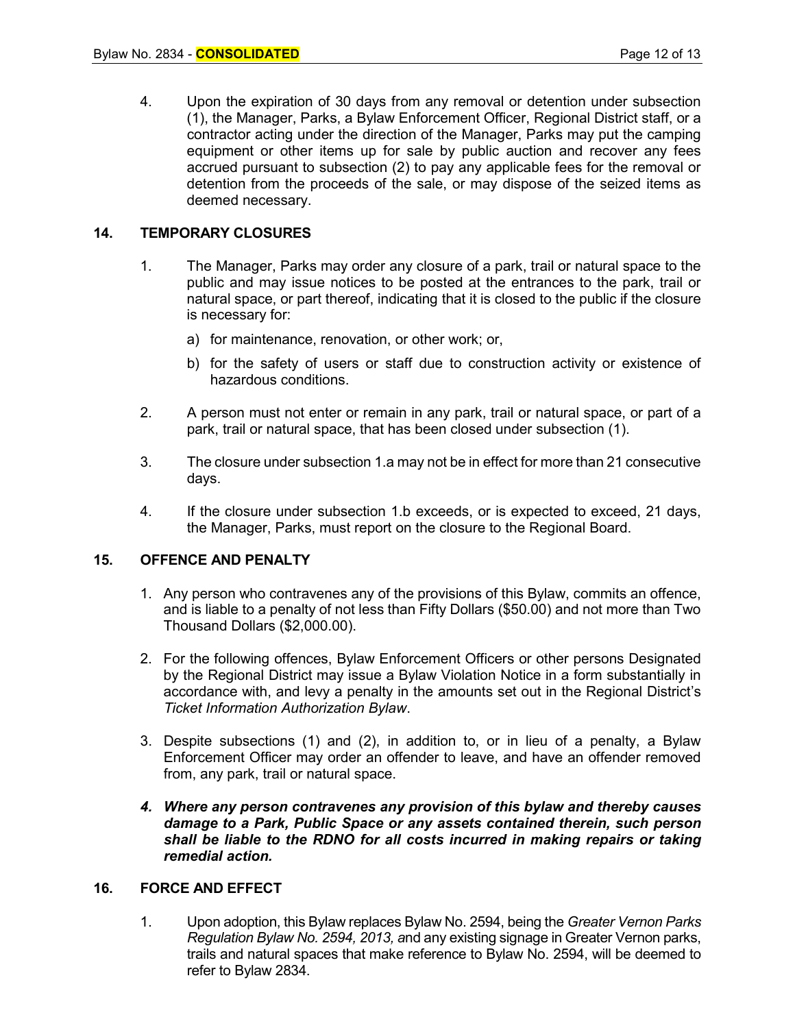4. Upon the expiration of 30 days from any removal or detention under subsection (1), the Manager, Parks, a Bylaw Enforcement Officer, Regional District staff, or a contractor acting under the direction of the Manager, Parks may put the camping equipment or other items up for sale by public auction and recover any fees accrued pursuant to subsection (2) to pay any applicable fees for the removal or detention from the proceeds of the sale, or may dispose of the seized items as deemed necessary.

## 14. TEMPORARY CLOSURES

1. The Manager, Parks may order any closure of a park, trail or natural space to the public and may issue notices to be posted at the entrances to the park, trail or natural space, or part thereof, indicating that it is closed to the public if the closure is necessary for:

   a) for maintenance, renovation, or other work; or,

   b) for the safety of users or staff due to construction activity or existence of hazardous conditions.

2. A person must not enter or remain in any park, trail or natural space, or part of a park, trail or natural space, that has been closed under subsection (1).

3. The closure under subsection 1.a may not be in effect for more than 21 consecutive days.

4. If the closure under subsection 1.b exceeds, or is expected to exceed, 21 days, the Manager, Parks, must report on the closure to the Regional Board.

## 15. OFFENCE AND PENALTY

1. Any person who contravenes any of the provisions of this Bylaw, commits an offence, and is liable to a penalty of not less than Fifty Dollars ($50.00) and not more than Two Thousand Dollars ($2,000.00).

2. For the following offences, Bylaw Enforcement Officers or other persons Designated by the Regional District may issue a Bylaw Violation Notice in a form substantially in accordance with, and levy a penalty in the amounts set out in the Regional District's *Ticket Information Authorization Bylaw*.

3. Despite subsections (1) and (2), in addition to, or in lieu of a penalty, a Bylaw Enforcement Officer may order an offender to leave, and have an offender removed from, any park, trail or natural space.

4. ***Where any person contravenes any provision of this bylaw and thereby causes damage to a Park, Public Space or any assets contained therein, such person shall be liable to the RDNO for all costs incurred in making repairs or taking remedial action.***

## 16. FORCE AND EFFECT

1. Upon adoption, this Bylaw replaces Bylaw No. 2594, being the *Greater Vernon Parks Regulation Bylaw No. 2594, 2013,* and any existing signage in Greater Vernon parks, trails and natural spaces that make reference to Bylaw No. 2594, will be deemed to refer to Bylaw 2834.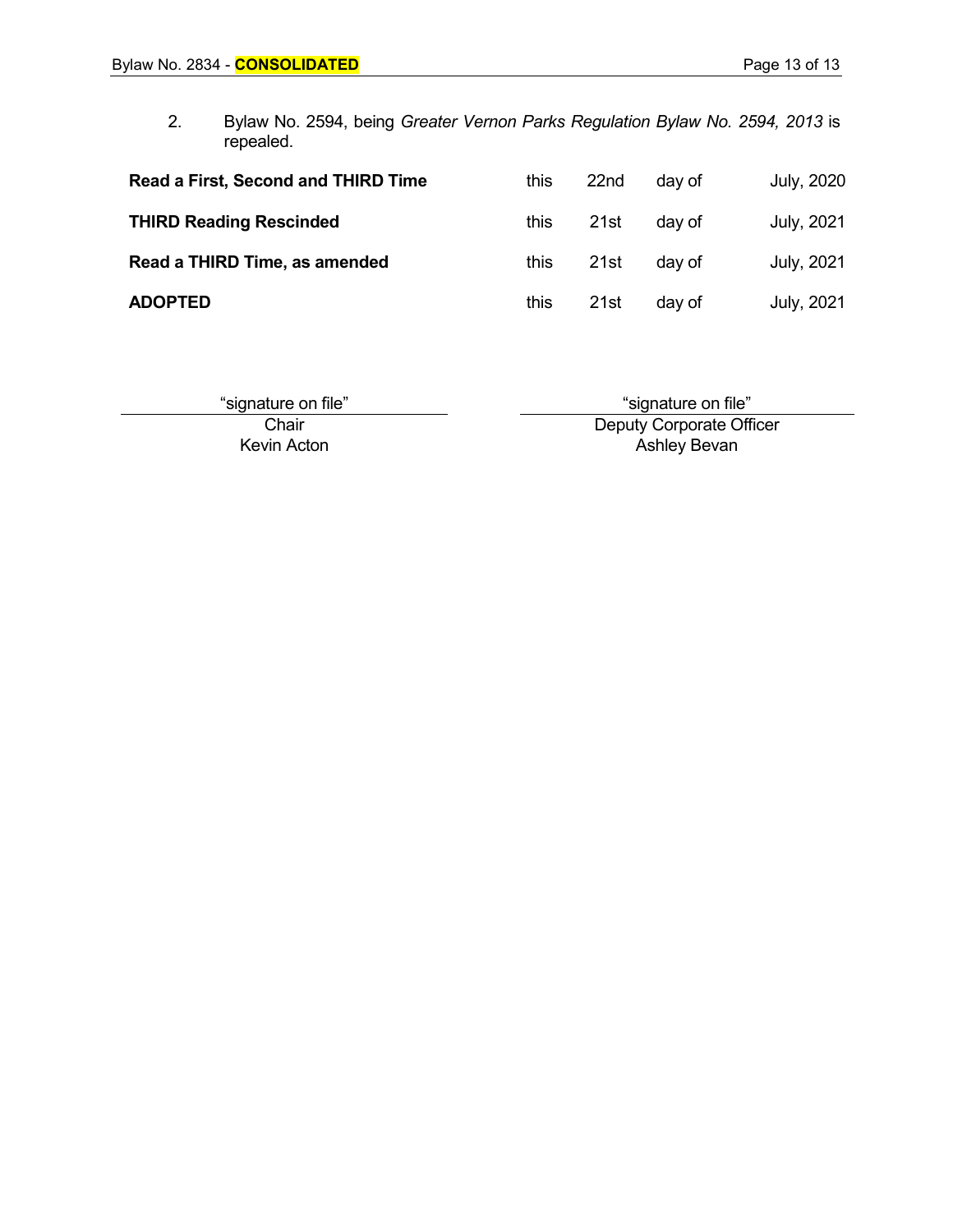2. Bylaw No. 2594, being *Greater Vernon Parks Regulation Bylaw No. 2594, 2013* is repealed.

| | | | | |
|---|---|---|---|---|
| **Read a First, Second and THIRD Time** | this | 22nd | day of | July, 2020 |
| **THIRD Reading Rescinded** | this | 21st | day of | July, 2021 |
| **Read a THIRD Time, as amended** | this | 21st | day of | July, 2021 |
| **ADOPTED** | this | 21st | day of | July, 2021 |

"signature on file"
Chair
Kevin Acton

"signature on file"
Deputy Corporate Officer
Ashley Bevan